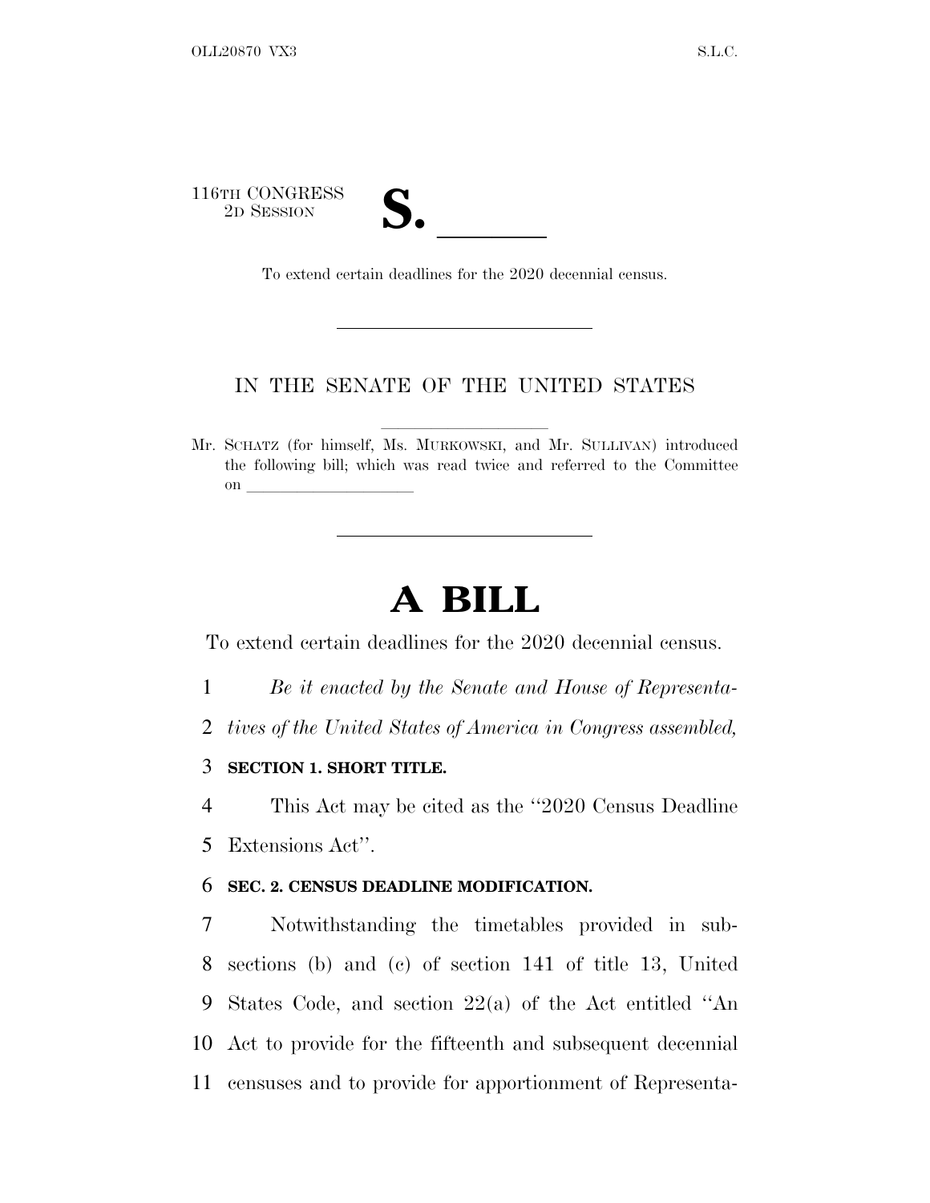116TH CONGRESS
2D SESSION

**S. \_\_\_\_\_\_**

To extend certain deadlines for the 2020 decennial census.

---

IN THE SENATE OF THE UNITED STATES

---

Mr. SCHATZ (for himself, Ms. MURKOWSKI, and Mr. SULLIVAN) introduced the following bill; which was read twice and referred to the Committee on \_\_\_\_\_\_\_\_\_\_\_\_\_\_\_\_\_\_\_\_

---

# A BILL

To extend certain deadlines for the 2020 decennial census.

1 *Be it enacted by the Senate and House of Representa-*
2 *tives of the United States of America in Congress assembled,*

3 **SECTION 1. SHORT TITLE.**

4 This Act may be cited as the ''2020 Census Deadline
5 Extensions Act''.

6 **SEC. 2. CENSUS DEADLINE MODIFICATION.**

7 Notwithstanding the timetables provided in sub-
8 sections (b) and (c) of section 141 of title 13, United
9 States Code, and section 22(a) of the Act entitled ''An
10 Act to provide for the fifteenth and subsequent decennial
11 censuses and to provide for apportionment of Representa-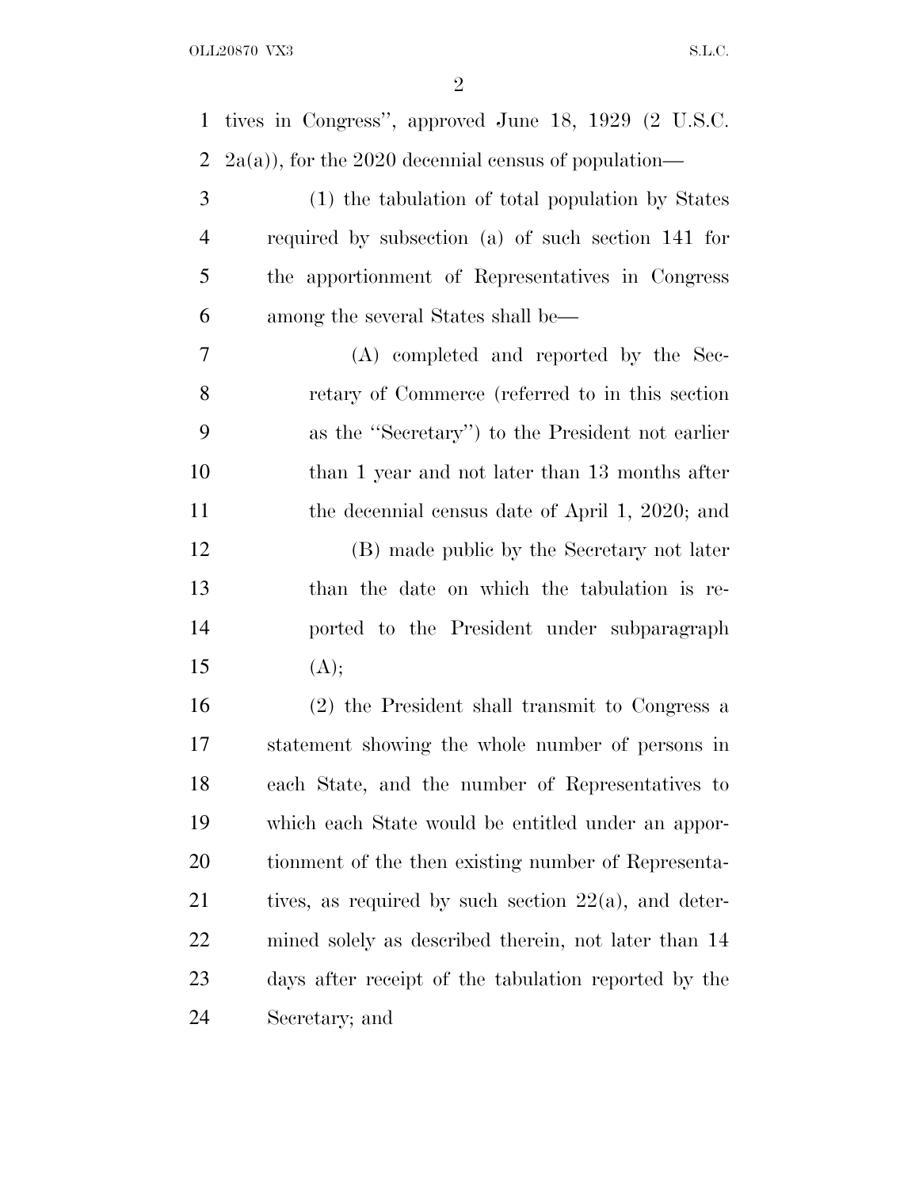tives in Congress'', approved June 18, 1929 (2 U.S.C. 2a(a)), for the 2020 decennial census of population—

(1) the tabulation of total population by States required by subsection (a) of such section 141 for the apportionment of Representatives in Congress among the several States shall be—

(A) completed and reported by the Secretary of Commerce (referred to in this section as the ''Secretary'') to the President not earlier than 1 year and not later than 13 months after the decennial census date of April 1, 2020; and

(B) made public by the Secretary not later than the date on which the tabulation is reported to the President under subparagraph (A);

(2) the President shall transmit to Congress a statement showing the whole number of persons in each State, and the number of Representatives to which each State would be entitled under an apportionment of the then existing number of Representatives, as required by such section 22(a), and determined solely as described therein, not later than 14 days after receipt of the tabulation reported by the Secretary; and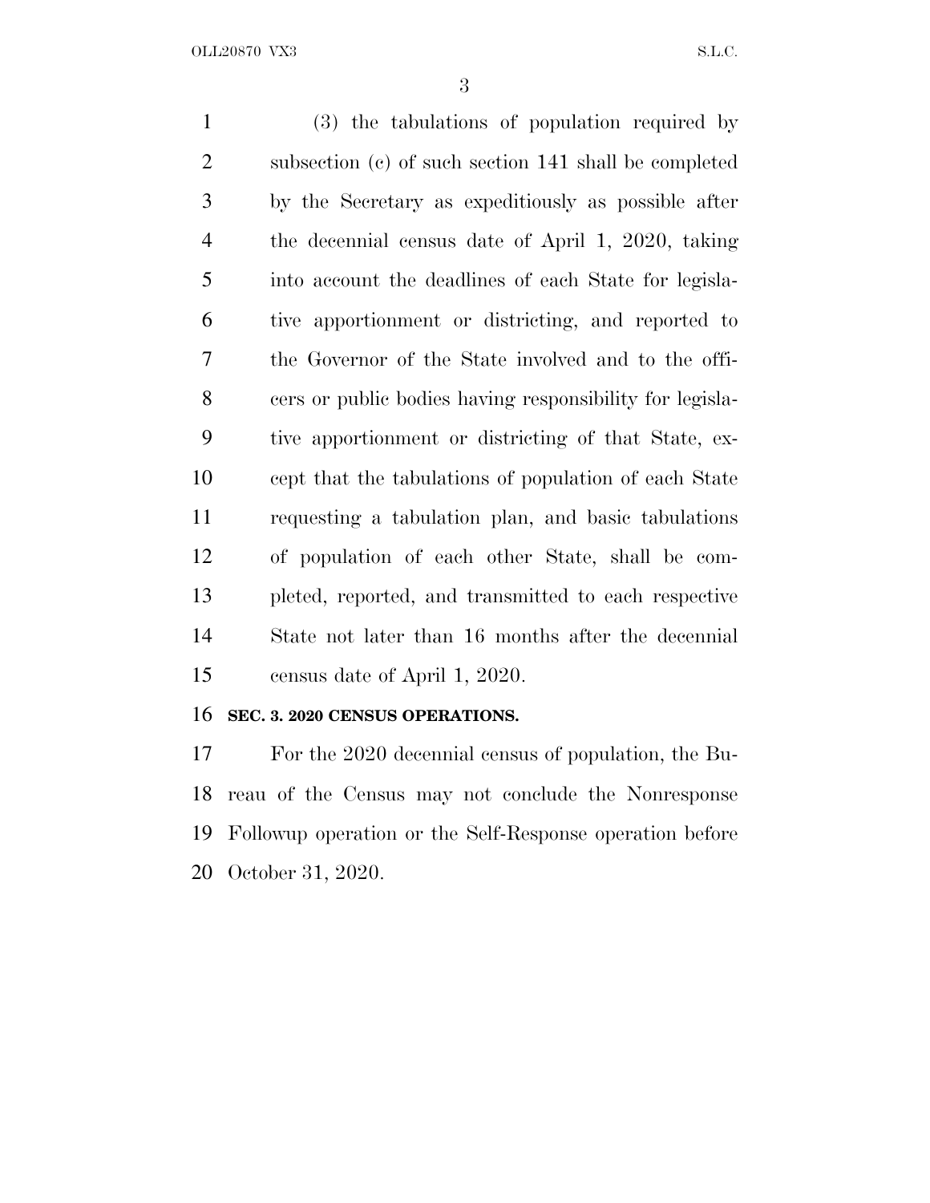(3) the tabulations of population required by subsection (c) of such section 141 shall be completed by the Secretary as expeditiously as possible after the decennial census date of April 1, 2020, taking into account the deadlines of each State for legislative apportionment or districting, and reported to the Governor of the State involved and to the officers or public bodies having responsibility for legislative apportionment or districting of that State, except that the tabulations of population of each State requesting a tabulation plan, and basic tabulations of population of each other State, shall be completed, reported, and transmitted to each respective State not later than 16 months after the decennial census date of April 1, 2020.

**SEC. 3. 2020 CENSUS OPERATIONS.**

For the 2020 decennial census of population, the Bureau of the Census may not conclude the Nonresponse Followup operation or the Self-Response operation before October 31, 2020.